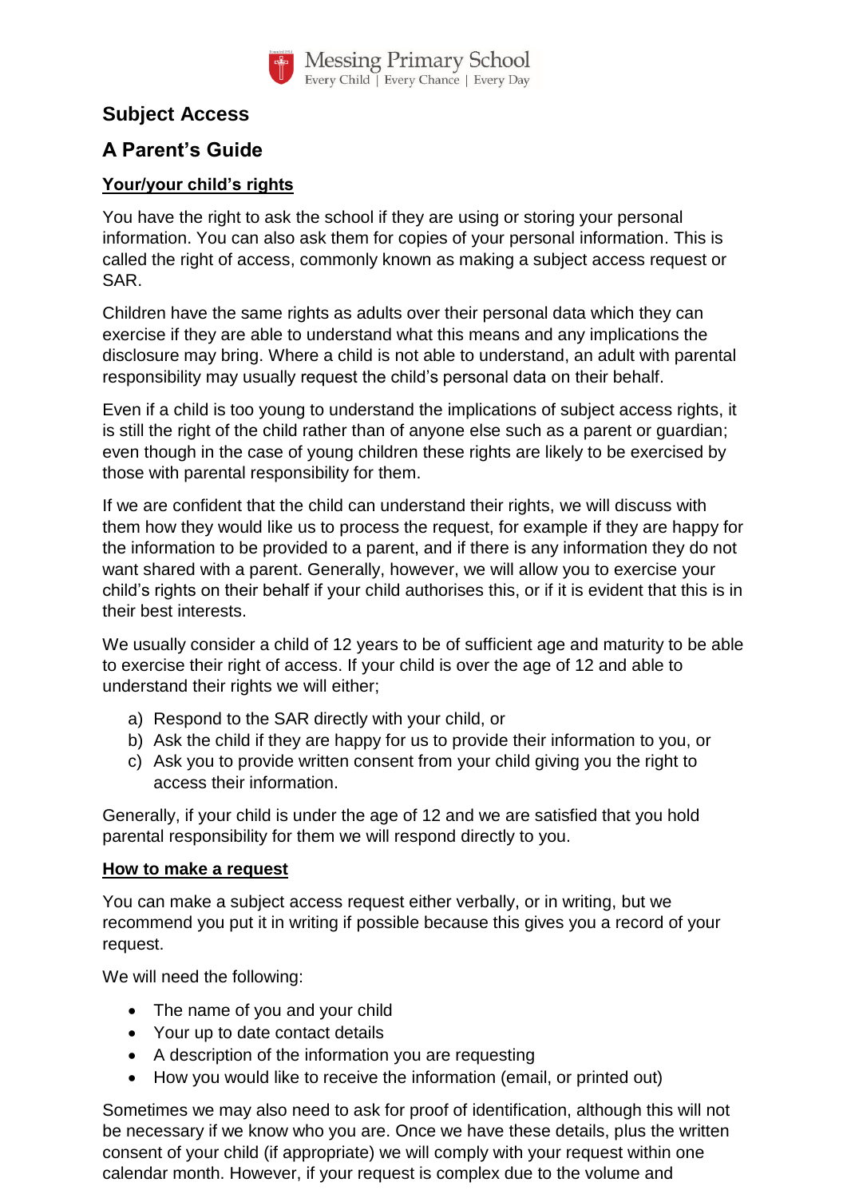## Subject Access

## A Parent's Guide

### Your/your child's rights

You have the right to ask the school if they are using or storing your personal information. You can also ask them for copies of your personal information. This is called the right of access, commonly known as making a subject access request or SAR.

Children have the same rights as adults over their personal data which they can exercise if they are able to understand what this means and any implications the disclosure may bring. Where a child is not able to understand, an adult with parental responsibility may usually request the child's personal data on their behalf.

Even if a child is too young to understand the implications of subject access rights, it is still the right of the child rather than of anyone else such as a parent or guardian; even though in the case of young children these rights are likely to be exercised by those with parental responsibility for them.

If we are confident that the child can understand their rights, we will discuss with them how they would like us to process the request, for example if they are happy for the information to be provided to a parent, and if there is any information they do not want shared with a parent. Generally, however, we will allow you to exercise your child's rights on their behalf if your child authorises this, or if it is evident that this is in their best interests.

We usually consider a child of 12 years to be of sufficient age and maturity to be able to exercise their right of access. If your child is over the age of 12 and able to understand their rights we will either;

a) Respond to the SAR directly with your child, or
b) Ask the child if they are happy for us to provide their information to you, or
c) Ask you to provide written consent from your child giving you the right to access their information.

Generally, if your child is under the age of 12 and we are satisfied that you hold parental responsibility for them we will respond directly to you.

### How to make a request

You can make a subject access request either verbally, or in writing, but we recommend you put it in writing if possible because this gives you a record of your request.

We will need the following:

- The name of you and your child
- Your up to date contact details
- A description of the information you are requesting
- How you would like to receive the information (email, or printed out)

Sometimes we may also need to ask for proof of identification, although this will not be necessary if we know who you are. Once we have these details, plus the written consent of your child (if appropriate) we will comply with your request within one calendar month. However, if your request is complex due to the volume and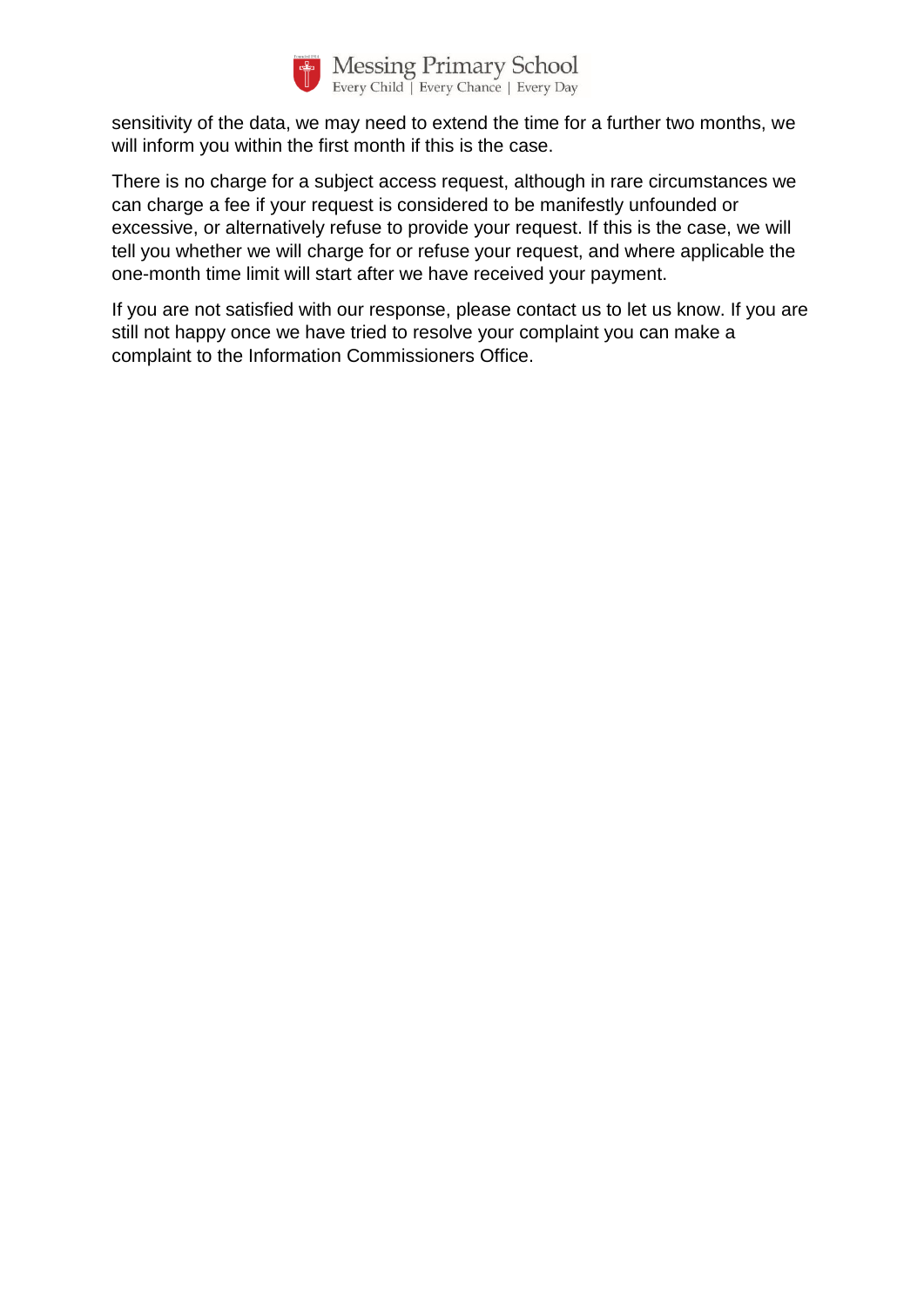sensitivity of the data, we may need to extend the time for a further two months, we will inform you within the first month if this is the case.

There is no charge for a subject access request, although in rare circumstances we can charge a fee if your request is considered to be manifestly unfounded or excessive, or alternatively refuse to provide your request. If this is the case, we will tell you whether we will charge for or refuse your request, and where applicable the one-month time limit will start after we have received your payment.

If you are not satisfied with our response, please contact us to let us know. If you are still not happy once we have tried to resolve your complaint you can make a complaint to the Information Commissioners Office.